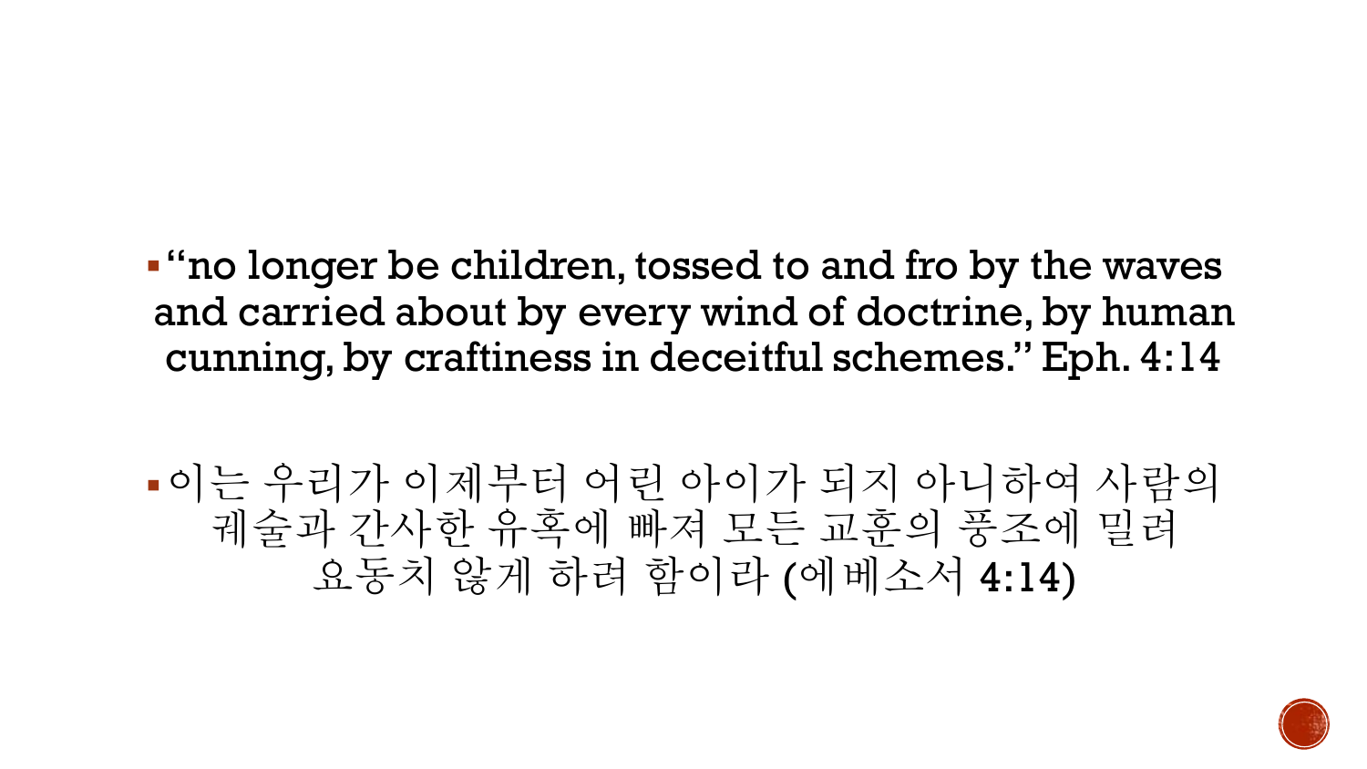- "no longer be children, tossed to and fro by the waves and carried about by every wind of doctrine, by human cunning, by craftiness in deceitful schemes." Eph. 4:14

- 이는 우리가 이제부터 어린 아이가 되지 아니하여 사람의 궤술과 간사한 유혹에 빠져 모든 교훈의 풍조에 밀려 요동치 않게 하려 함이라 (에베소서 4:14)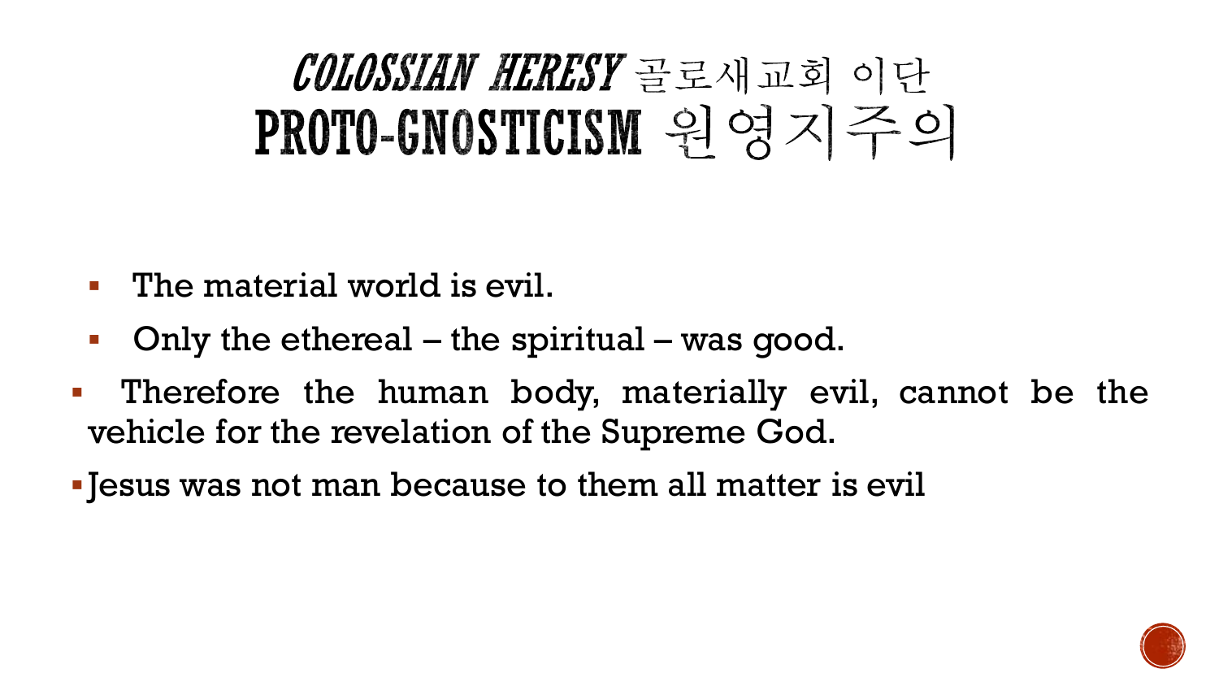# *COLOSSIAN HERESY* 골로새교회 이단
# PROTO-GNOSTICISM 원영지주의

- The material world is evil.
- Only the ethereal – the spiritual – was good.
- Therefore the human body, materially evil, cannot be the vehicle for the revelation of the Supreme God.
- Jesus was not man because to them all matter is evil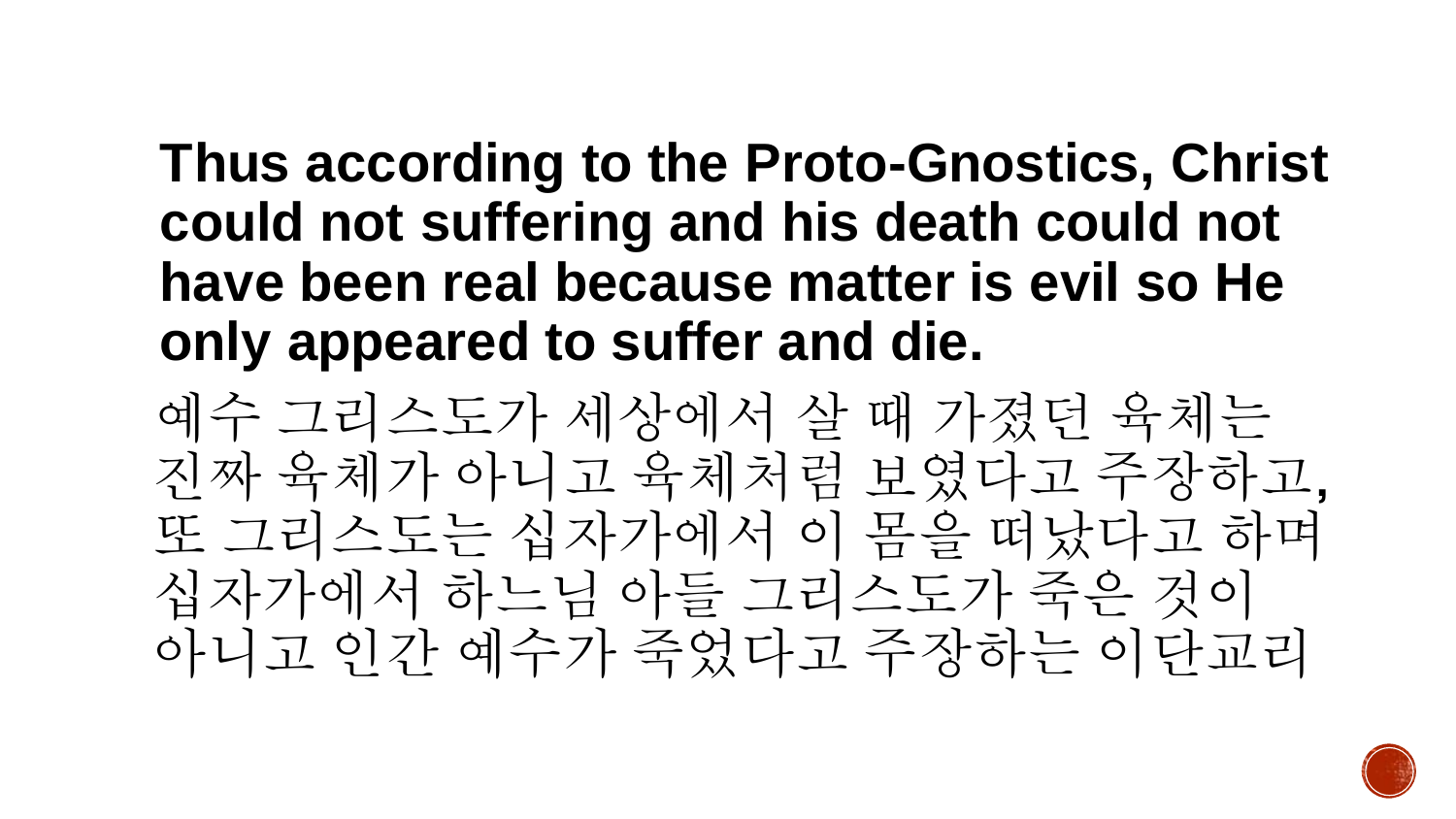**Thus according to the Proto-Gnostics, Christ could not suffering and his death could not have been real because matter is evil so He only appeared to suffer and die.**

예수 그리스도가 세상에서 살 때 가졌던 육체는 진짜 육체가 아니고 육체처럼 보였다고 주장하고, 또 그리스도는 십자가에서 이 몸을 떠났다고 하며 십자가에서 하느님 아들 그리스도가 죽은 것이 아니고 인간 예수가 죽었다고 주장하는 이단교리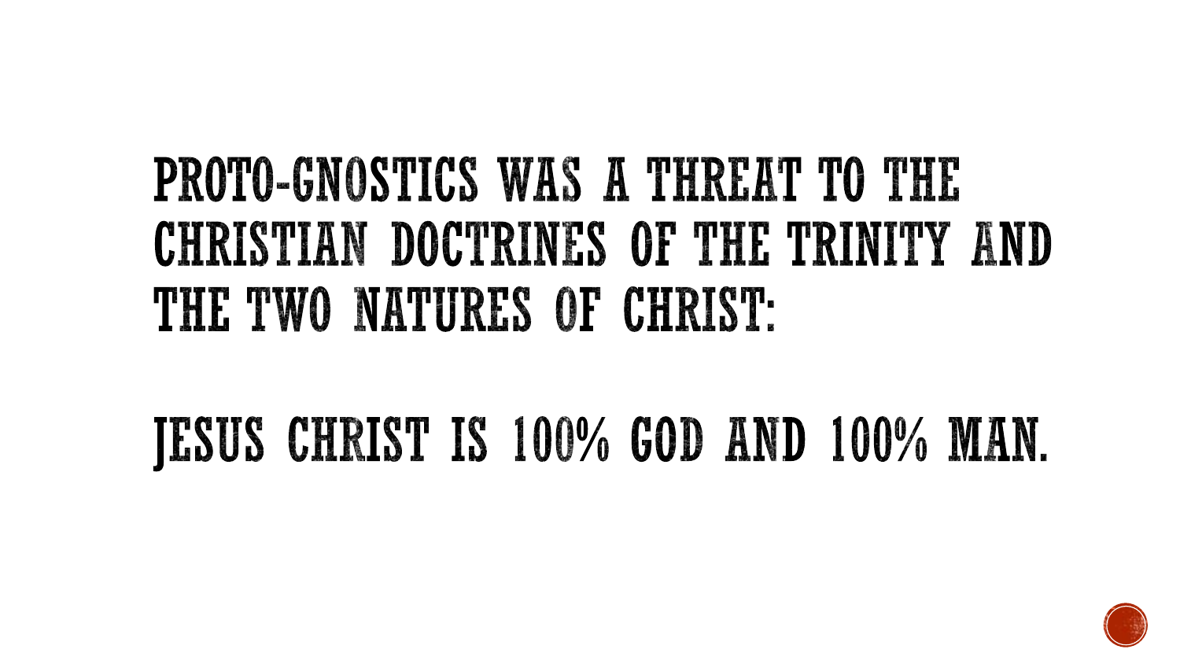# PROTO-GNOSTICS WAS A THREAT TO THE CHRISTIAN DOCTRINES OF THE TRINITY AND THE TWO NATURES OF CHRIST:

# JESUS CHRIST IS 100% GOD AND 100% MAN.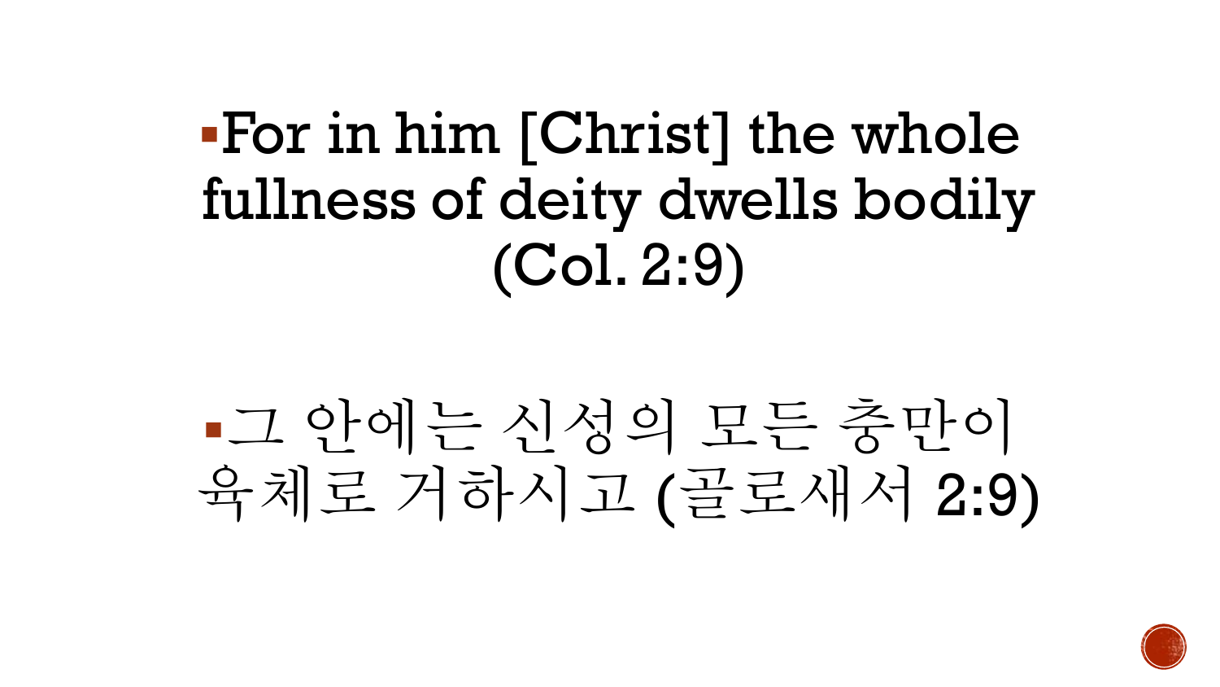- For in him [Christ] the whole fullness of deity dwells bodily (Col. 2:9)

- 그 안에는 신성의 모든 충만이 육체로 거하시고 (골로새서 2:9)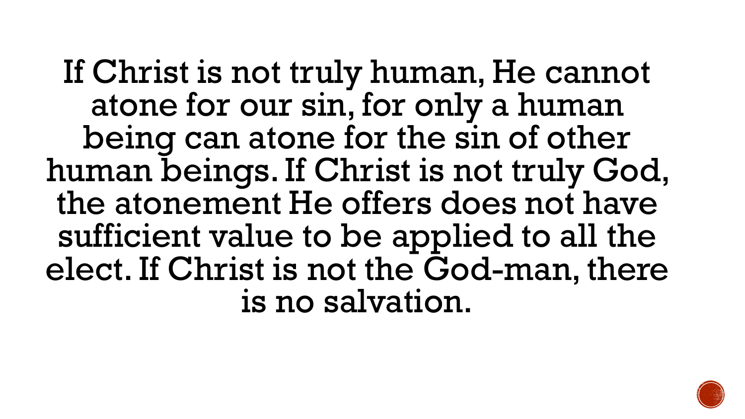If Christ is not truly human, He cannot atone for our sin, for only a human being can atone for the sin of other human beings. If Christ is not truly God, the atonement He offers does not have sufficient value to be applied to all the elect. If Christ is not the God-man, there is no salvation.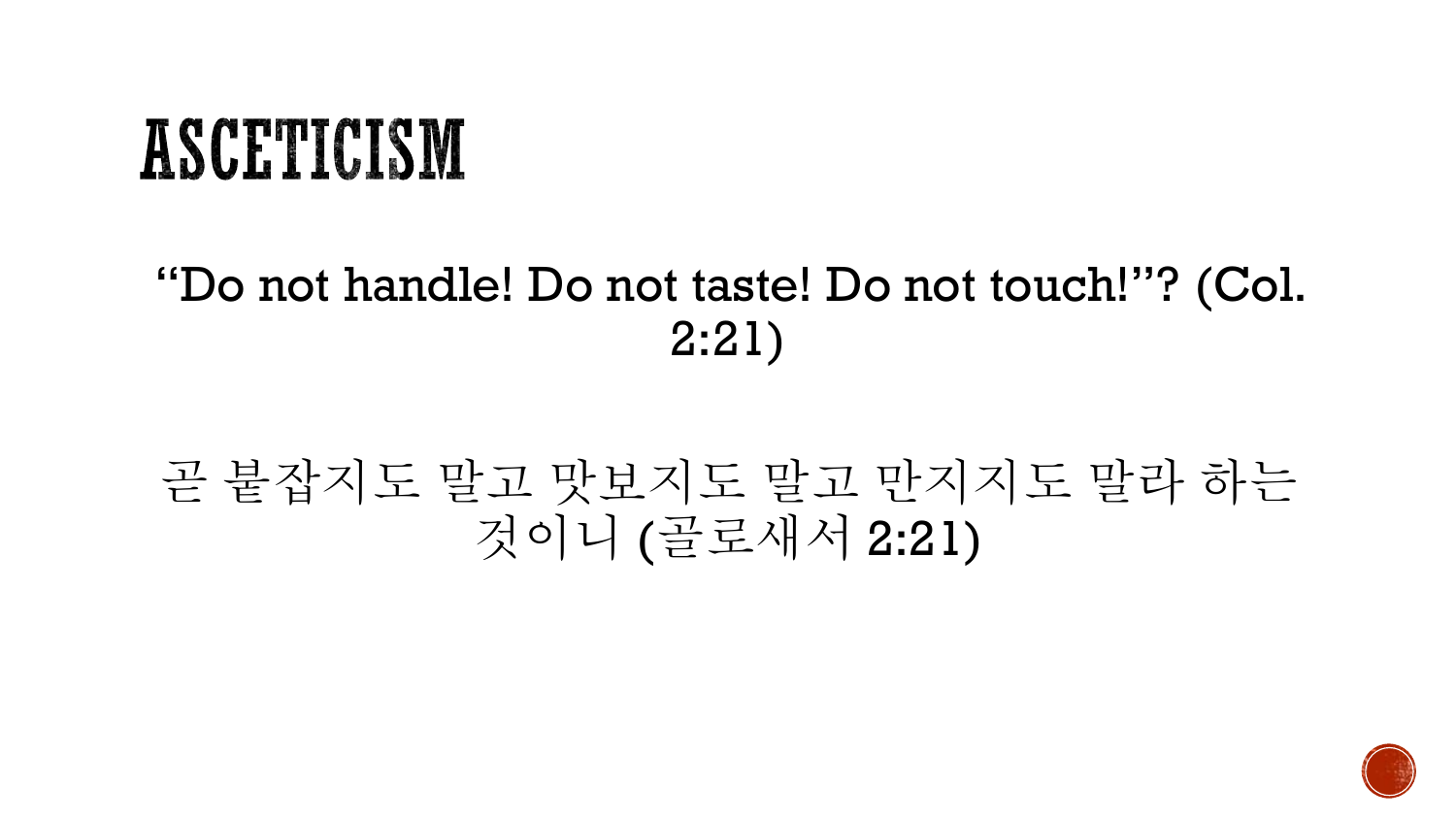# ASCETICISM

“Do not handle! Do not taste! Do not touch!”? (Col. 2:21)

곧 붙잡지도 말고 맛보지도 말고 만지지도 말라 하는 것이니 (골로새서 2:21)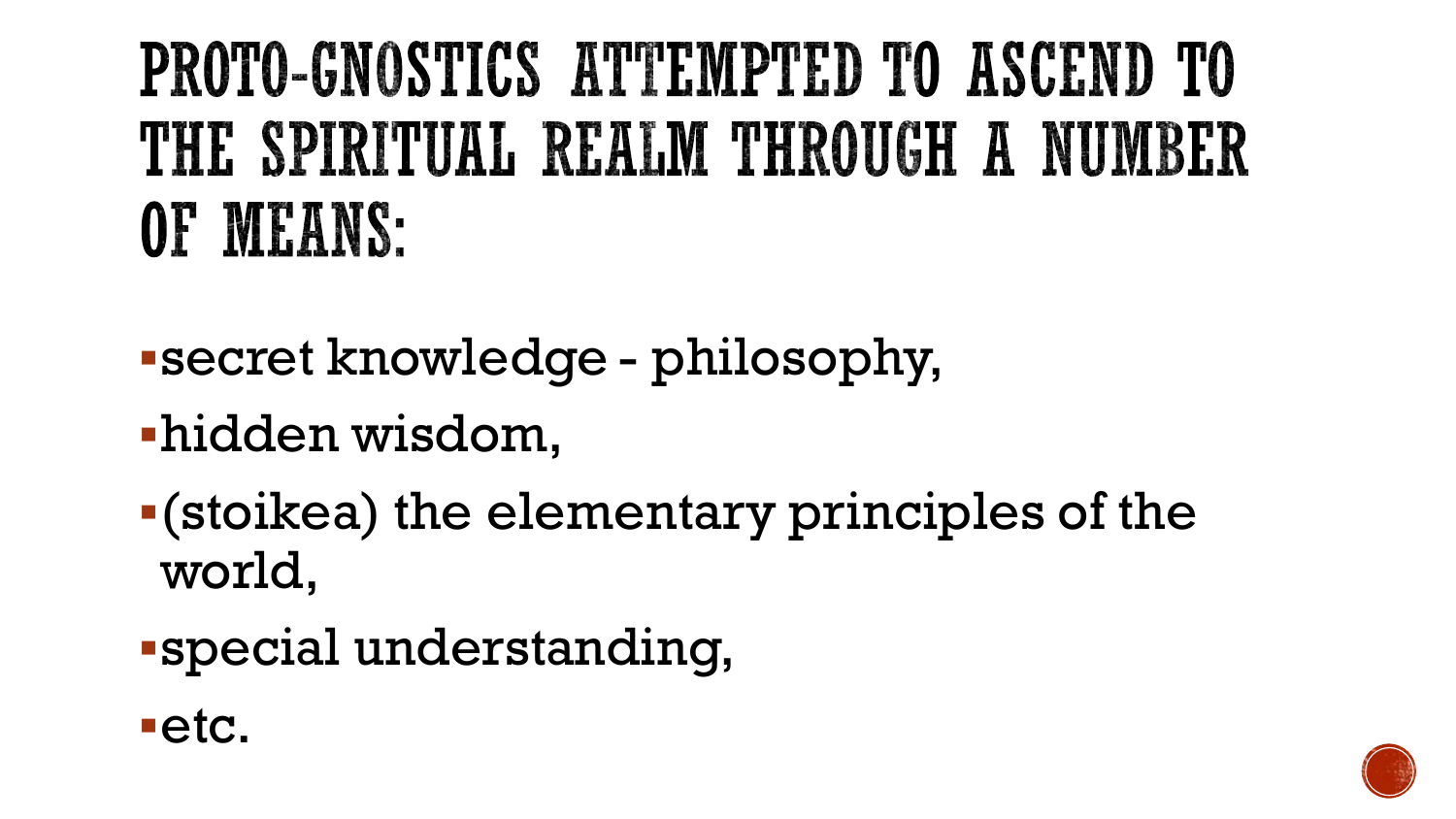# PROTO-GNOSTICS ATTEMPTED TO ASCEND TO THE SPIRITUAL REALM THROUGH A NUMBER OF MEANS:

- secret knowledge - philosophy,
- hidden wisdom,
- (stoikea) the elementary principles of the world,
- special understanding,
- etc.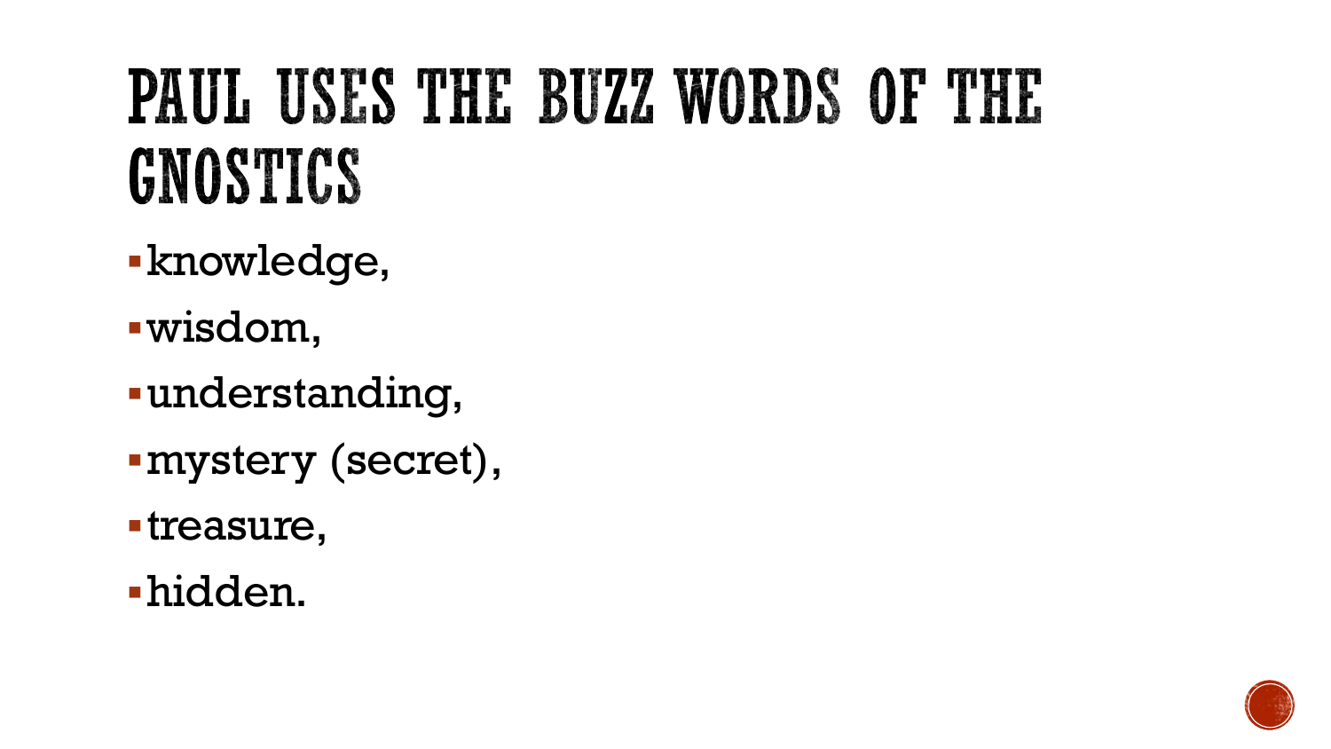# PAUL USES THE BUZZ WORDS OF THE GNOSTICS

- knowledge,
- wisdom,
- understanding,
- mystery (secret),
- treasure,
- hidden.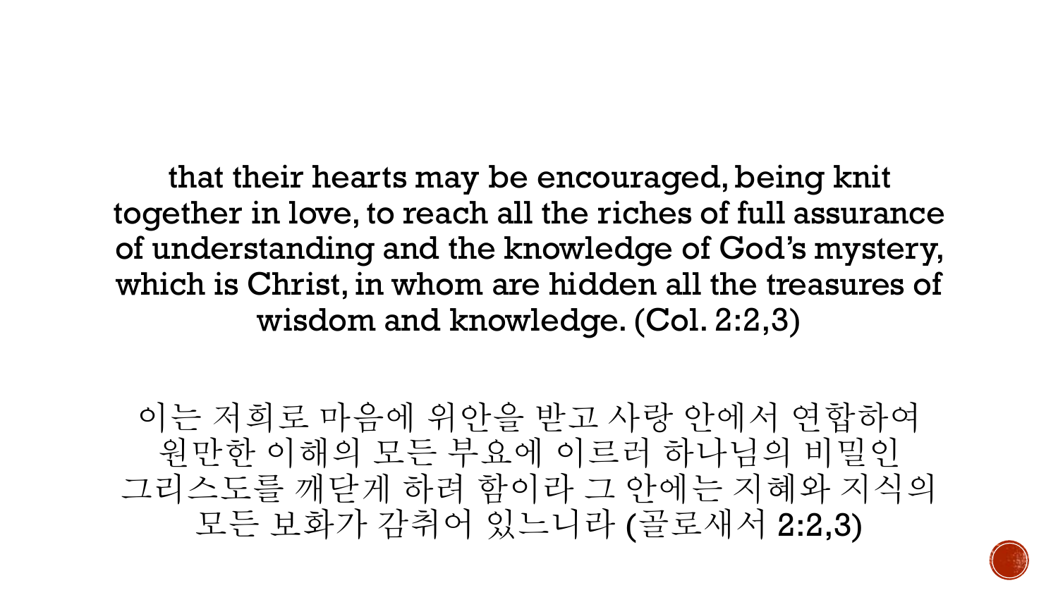that their hearts may be encouraged, being knit together in love, to reach all the riches of full assurance of understanding and the knowledge of God's mystery, which is Christ, in whom are hidden all the treasures of wisdom and knowledge. (Col. 2:2,3)

이는 저희로 마음에 위안을 받고 사랑 안에서 연합하여 원만한 이해의 모든 부요에 이르러 하나님의 비밀인 그리스도를 깨닫게 하려 함이라 그 안에는 지혜와 지식의 모든 보화가 감취어 있느니라 (골로새서 2:2,3)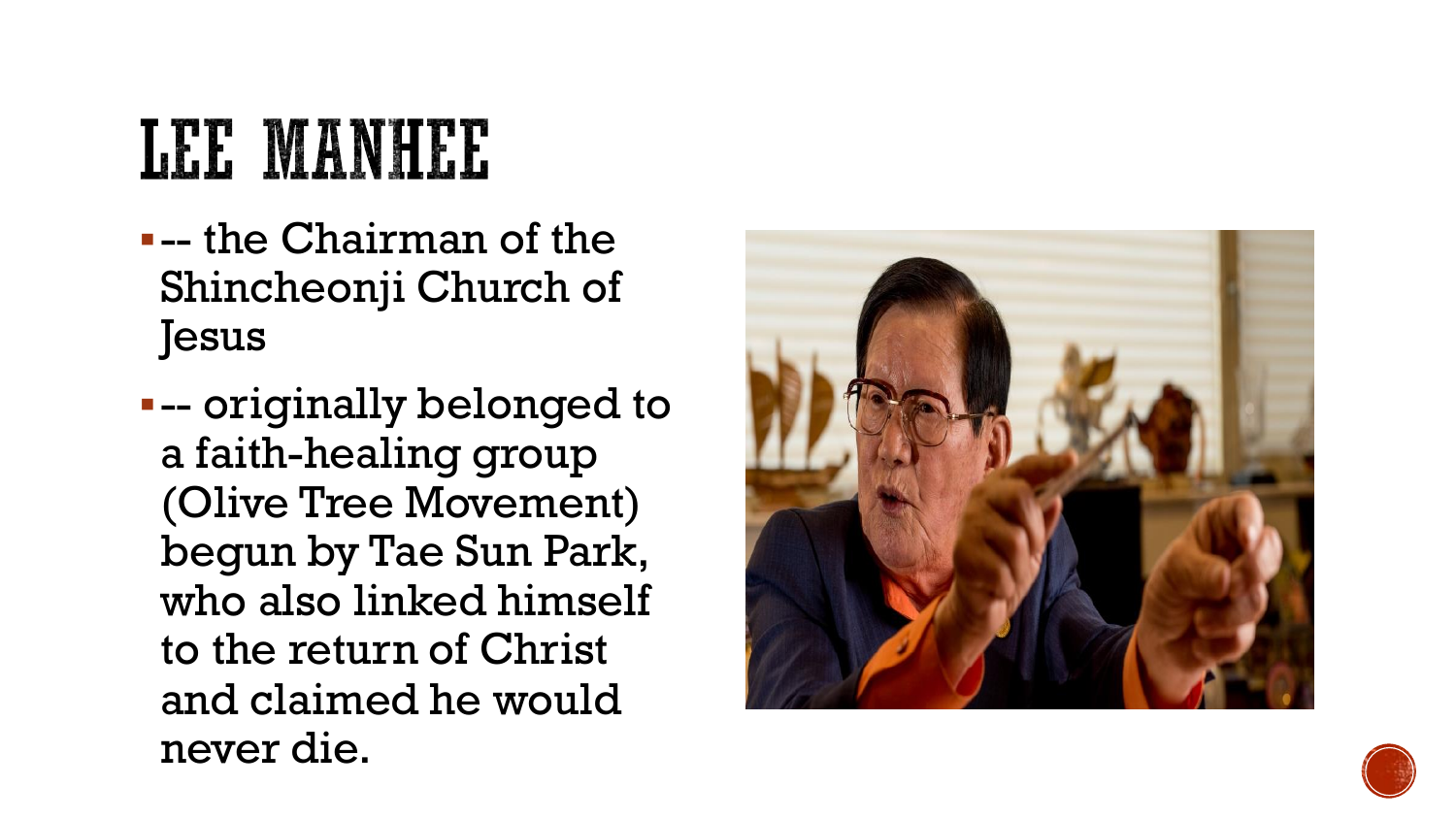# LEE MANHEE

- -- the Chairman of the Shincheonji Church of Jesus
- -- originally belonged to a faith-healing group (Olive Tree Movement) begun by Tae Sun Park, who also linked himself to the return of Christ and claimed he would never die.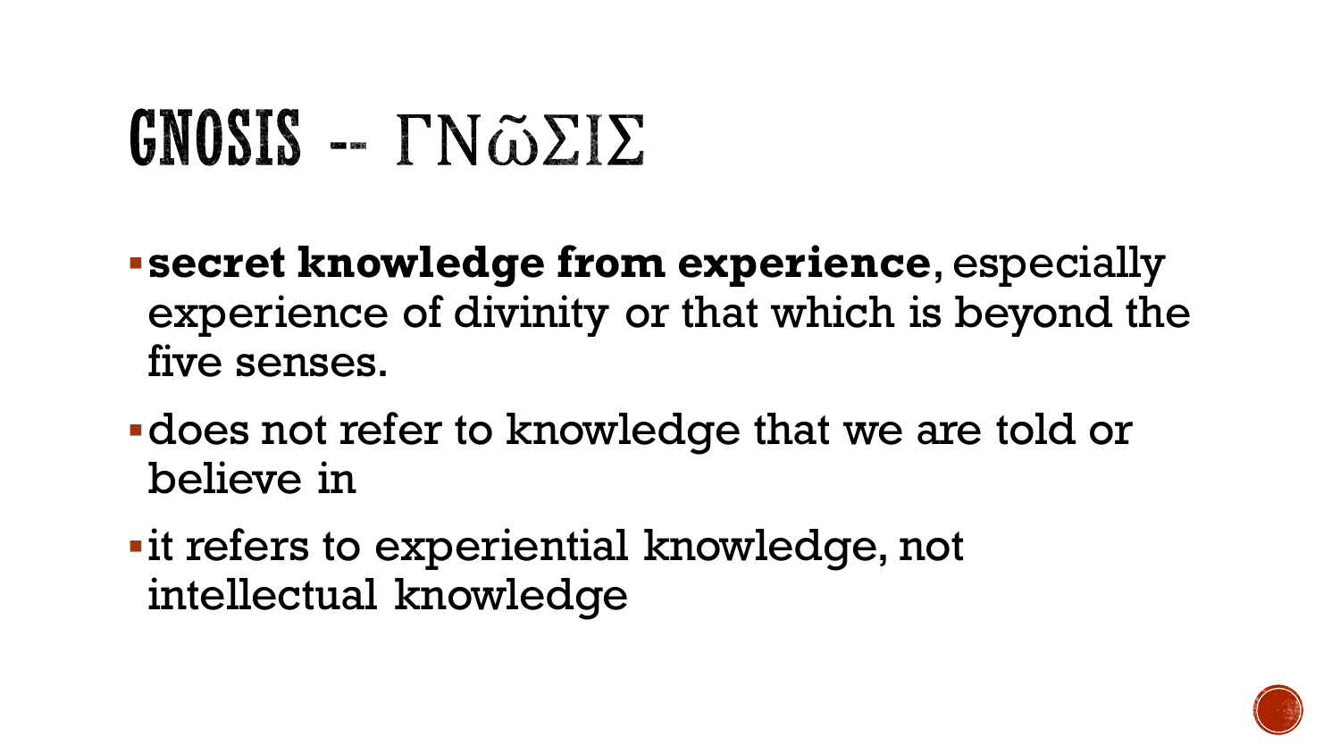# GNOSIS -- ΓΝῶΣΙΣ

- **secret knowledge from experience**, especially experience of divinity or that which is beyond the five senses.
- does not refer to knowledge that we are told or believe in
- it refers to experiential knowledge, not intellectual knowledge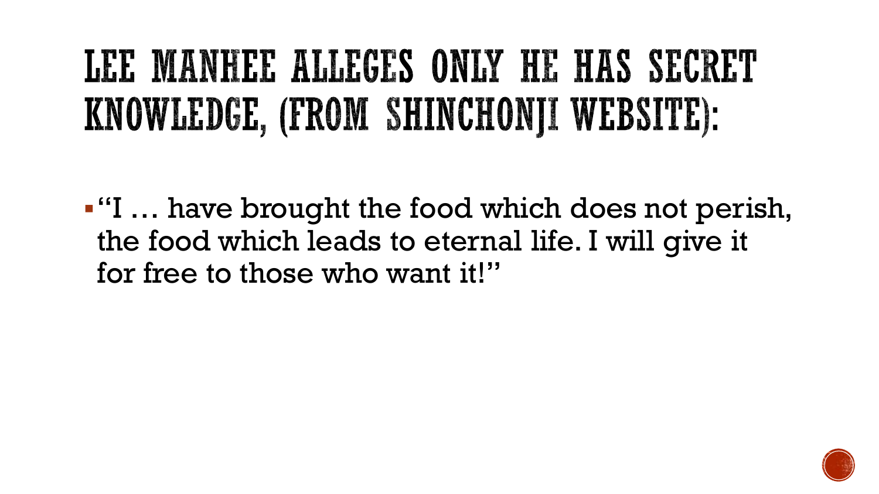# LEE MANHEE ALLEGES ONLY HE HAS SECRET KNOWLEDGE, (FROM SHINCHONJI WEBSITE):

- "I … have brought the food which does not perish, the food which leads to eternal life. I will give it for free to those who want it!"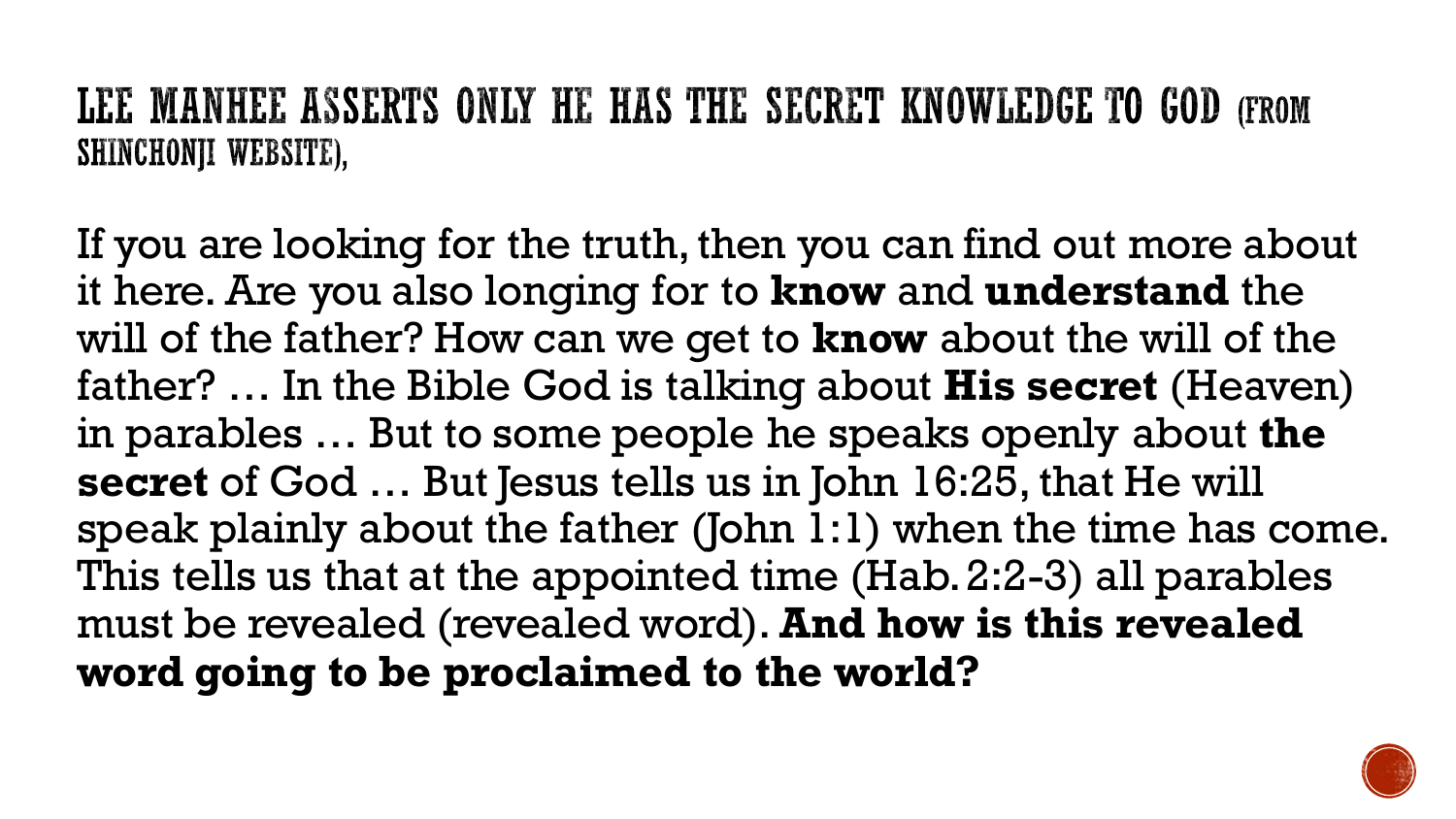# LEE MANHEE ASSERTS ONLY HE HAS THE SECRET KNOWLEDGE TO GOD (FROM SHINCHONJI WEBSITE),

If you are looking for the truth, then you can find out more about it here. Are you also longing for to **know** and **understand** the will of the father? How can we get to **know** about the will of the father? … In the Bible God is talking about **His secret** (Heaven) in parables … But to some people he speaks openly about **the secret** of God … But Jesus tells us in John 16:25, that He will speak plainly about the father (John 1:1) when the time has come. This tells us that at the appointed time (Hab. 2:2-3) all parables must be revealed (revealed word). **And how is this revealed word going to be proclaimed to the world?**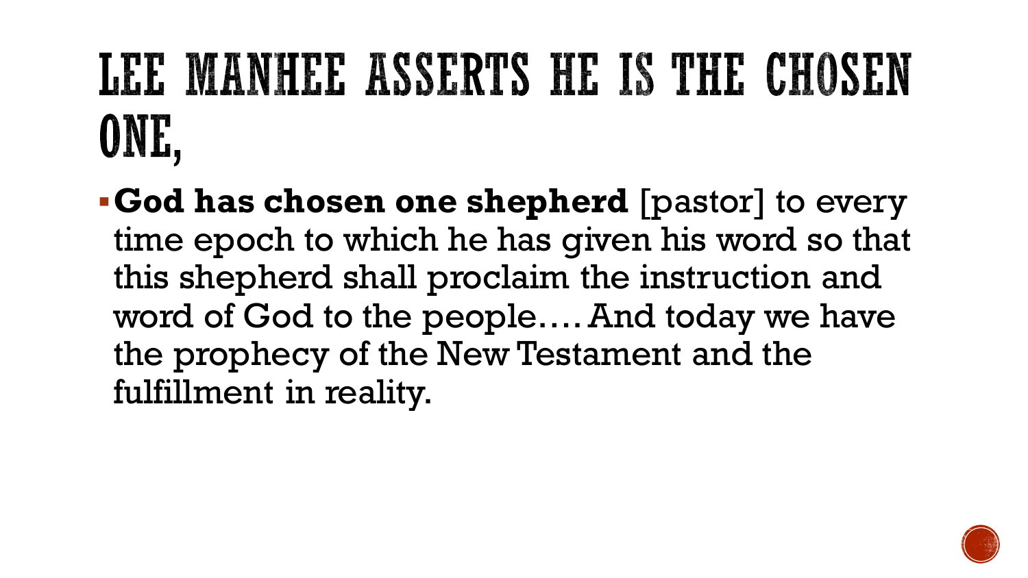# LEE MANHEE ASSERTS HE IS THE CHOSEN ONE,

- **God has chosen one shepherd** [pastor] to every time epoch to which he has given his word so that this shepherd shall proclaim the instruction and word of God to the people…. And today we have the prophecy of the New Testament and the fulfillment in reality.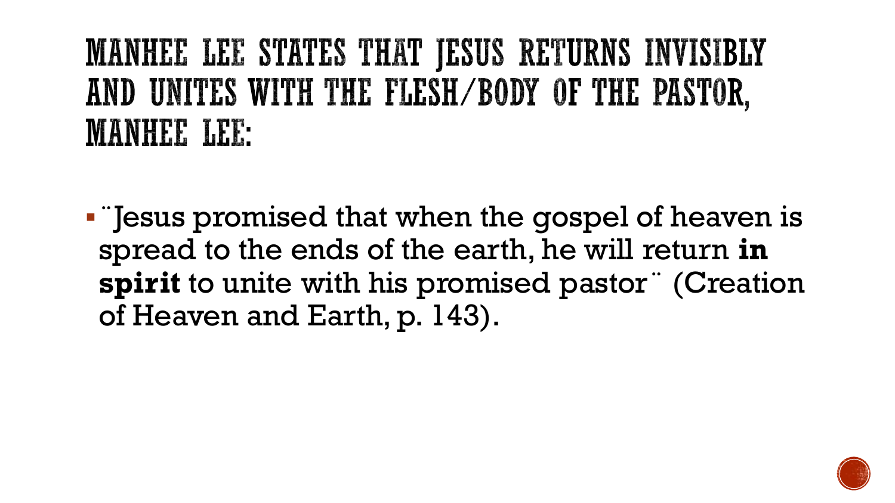# MANHEE LEE STATES THAT JESUS RETURNS INVISIBLY AND UNITES WITH THE FLESH/BODY OF THE PASTOR, MANHEE LEE:

- ¨Jesus promised that when the gospel of heaven is spread to the ends of the earth, he will return **in spirit** to unite with his promised pastor¨ (Creation of Heaven and Earth, p. 143).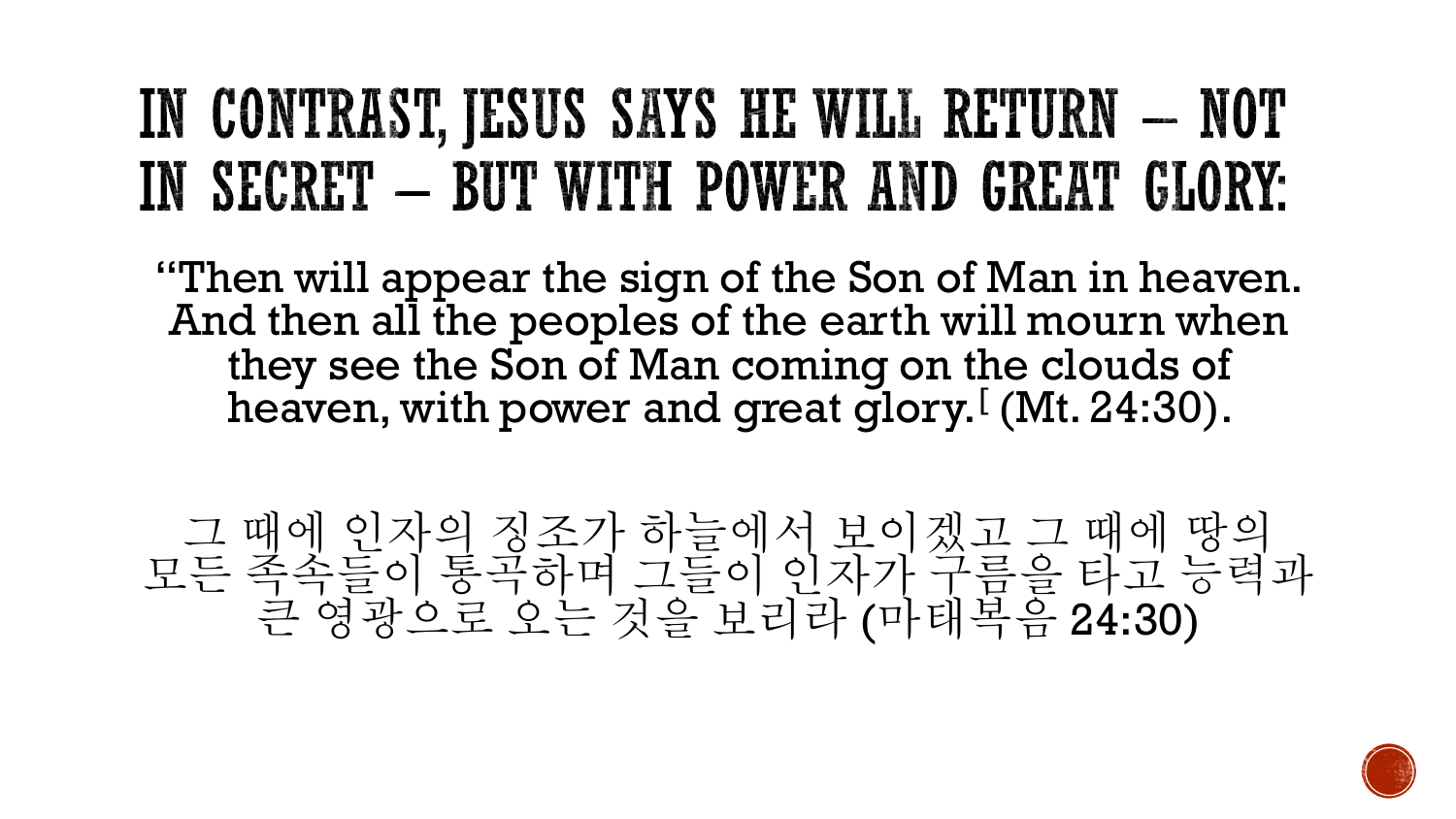# IN CONTRAST, JESUS SAYS HE WILL RETURN – NOT IN SECRET – BUT WITH POWER AND GREAT GLORY:

"Then will appear the sign of the Son of Man in heaven. And then all the peoples of the earth will mourn when they see the Son of Man coming on the clouds of heaven, with power and great glory.[ (Mt. 24:30).

그 때에 인자의 징조가 하늘에서 보이겠고 그 때에 땅의 모든 족속들이 통곡하며 그들이 인자가 구름을 타고 능력과 큰 영광으로 오는 것을 보리라 (마태복음 24:30)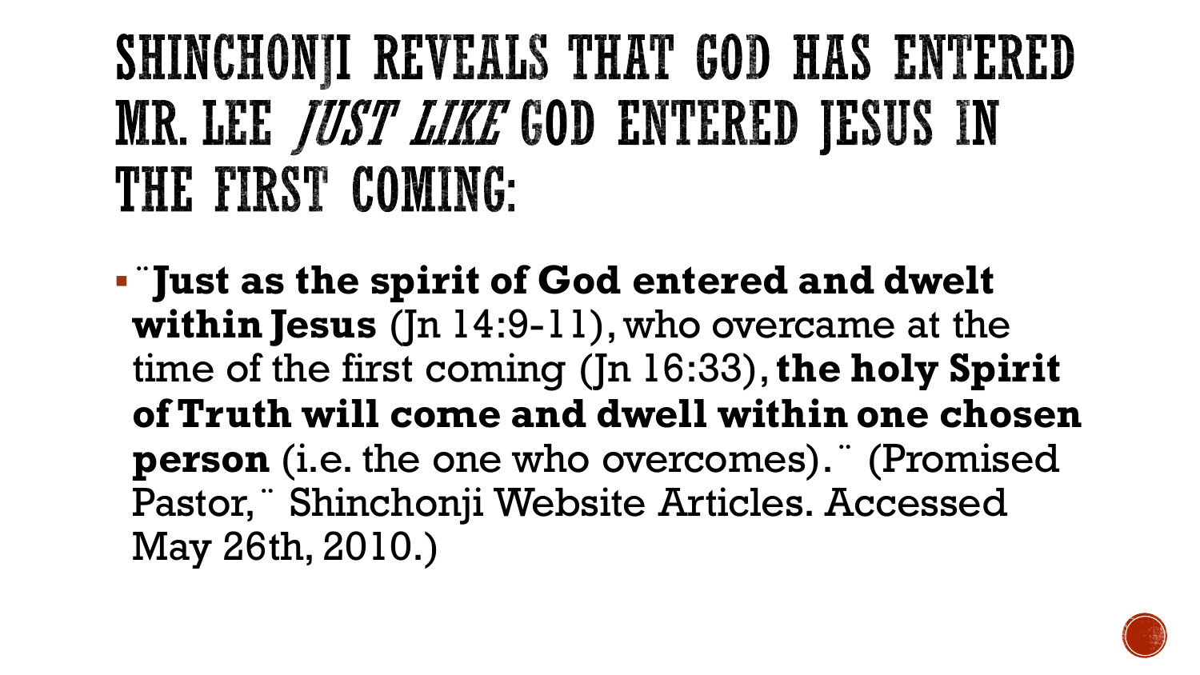# SHINCHONJI REVEALS THAT GOD HAS ENTERED MR. LEE *JUST LIKE* GOD ENTERED JESUS IN THE FIRST COMING:

- ¨**Just as the spirit of God entered and dwelt within Jesus** (Jn 14:9-11), who overcame at the time of the first coming (Jn 16:33), **the holy Spirit of Truth will come and dwell within one chosen person** (i.e. the one who overcomes).¨ (Promised Pastor,¨ Shinchonji Website Articles. Accessed May 26th, 2010.)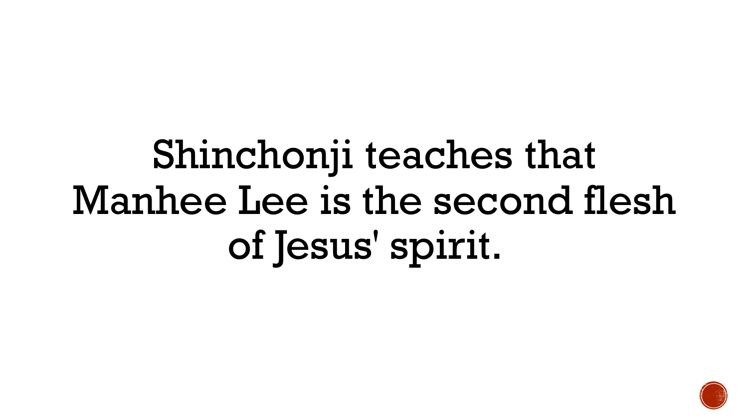Shinchonji teaches that Manhee Lee is the second flesh of Jesus' spirit.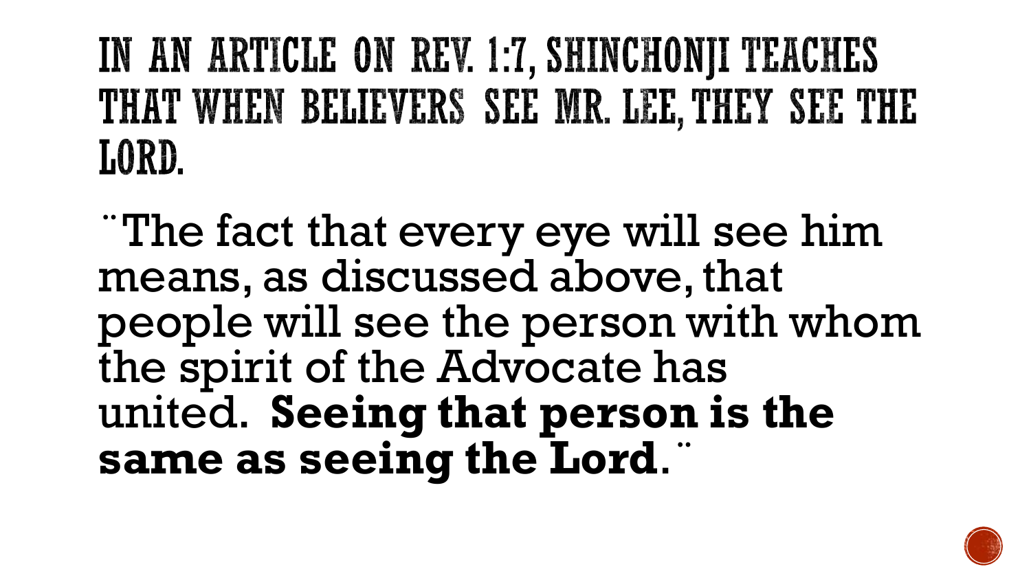# IN AN ARTICLE ON REV. 1:7, SHINCHONJI TEACHES THAT WHEN BELIEVERS SEE MR. LEE, THEY SEE THE LORD.

¨The fact that every eye will see him means, as discussed above, that people will see the person with whom the spirit of the Advocate has united. **Seeing that person is the same as seeing the Lord**.¨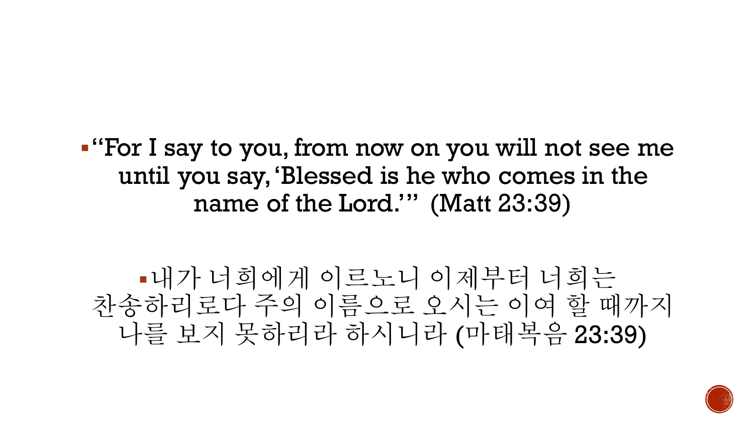- "For I say to you, from now on you will not see me until you say, 'Blessed is he who comes in the name of the Lord.'" (Matt 23:39)

- 내가 너희에게 이르노니 이제부터 너희는 찬송하리로다 주의 이름으로 오시는 이여 할 때까지 나를 보지 못하리라 하시니라 (마태복음 23:39)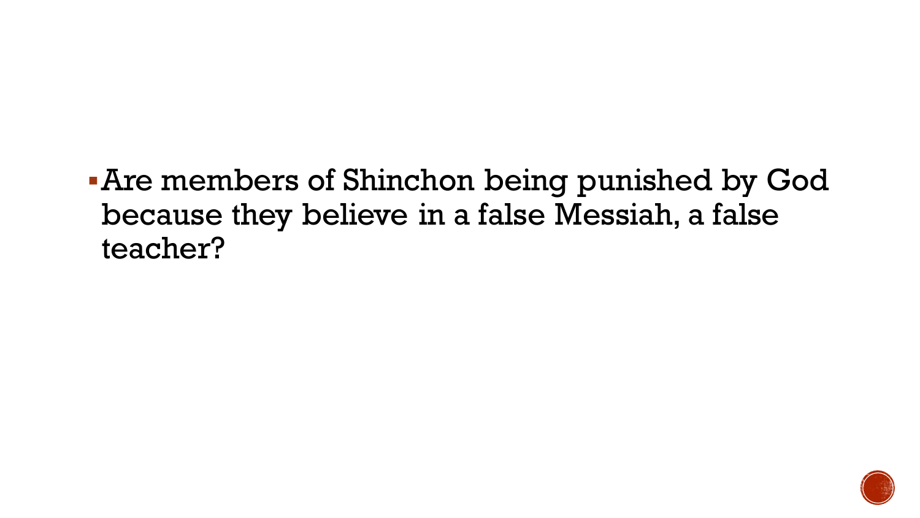- Are members of Shinchon being punished by God because they believe in a false Messiah, a false teacher?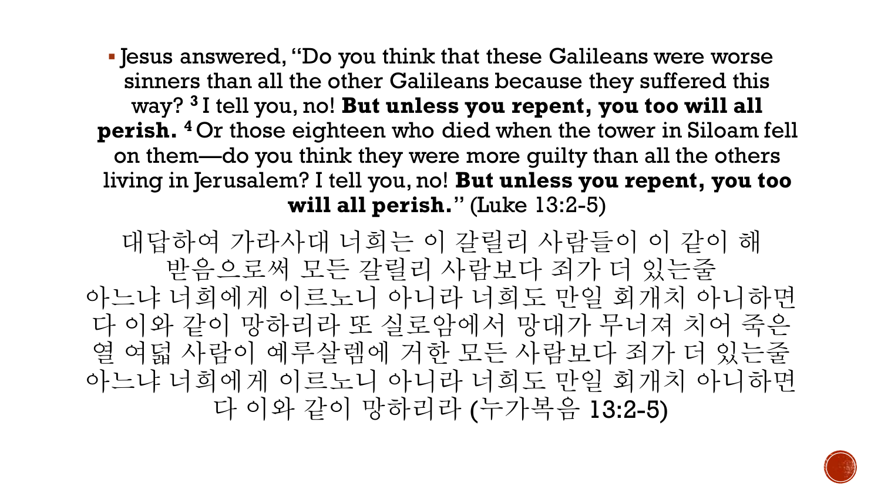- Jesus answered, "Do you think that these Galileans were worse sinners than all the other Galileans because they suffered this way? [3] I tell you, no! **But unless you repent, you too will all perish.** [4] Or those eighteen who died when the tower in Siloam fell on them—do you think they were more guilty than all the others living in Jerusalem? I tell you, no! **But unless you repent, you too will all perish.**" (Luke 13:2-5)

대답하여 가라사대 너희는 이 갈릴리 사람들이 이 같이 해 받음으로써 모든 갈릴리 사람보다 죄가 더 있는줄 아느냐 너희에게 이르노니 아니라 너희도 만일 회개치 아니하면 다 이와 같이 망하리라 또 실로암에서 망대가 무너져 치어 죽은 열 여덟 사람이 예루살렘에 거한 모든 사람보다 죄가 더 있는줄 아느냐 너희에게 이르노니 아니라 너희도 만일 회개치 아니하면 다 이와 같이 망하리라 (누가복음 13:2-5)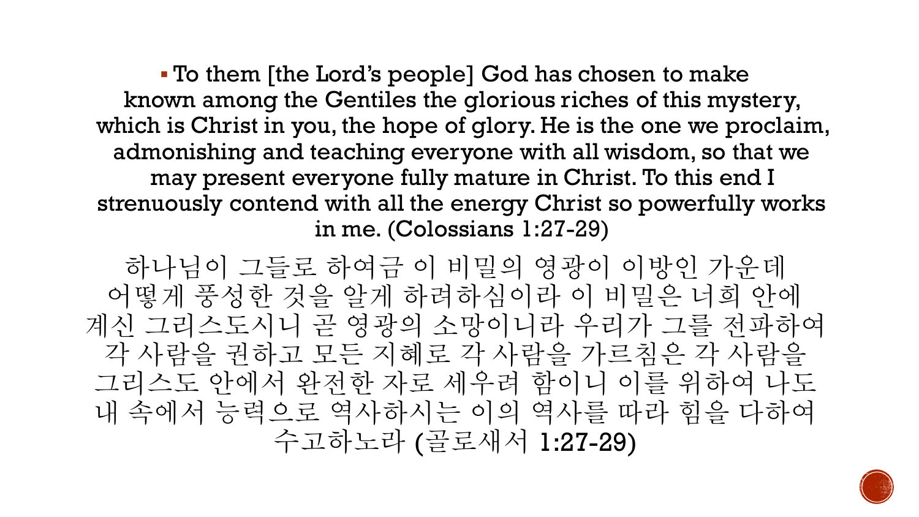- To them [the Lord's people] God has chosen to make known among the Gentiles the glorious riches of this mystery, which is Christ in you, the hope of glory. He is the one we proclaim, admonishing and teaching everyone with all wisdom, so that we may present everyone fully mature in Christ. To this end I strenuously contend with all the energy Christ so powerfully works in me. (Colossians 1:27-29)

하나님이 그들로 하여금 이 비밀의 영광이 이방인 가운데 어떻게 풍성한 것을 알게 하려하심이라 이 비밀은 너희 안에 계신 그리스도시니 곧 영광의 소망이니라 우리가 그를 전파하여 각 사람을 권하고 모든 지혜로 각 사람을 가르침은 각 사람을 그리스도 안에서 완전한 자로 세우려 함이니 이를 위하여 나도 내 속에서 능력으로 역사하시는 이의 역사를 따라 힘을 다하여 수고하노라 (골로새서 1:27-29)